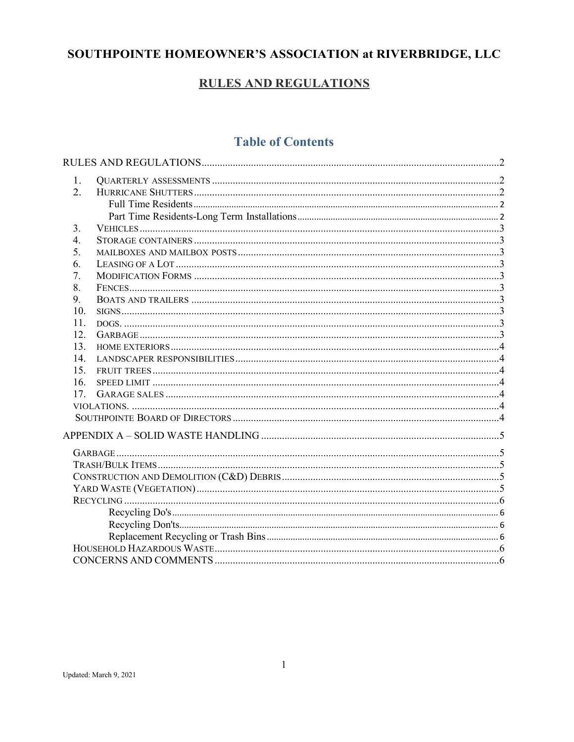# SOUTHPOINTE HOMEOWNER'S ASSOCIATION at RIVERBRIDGE, LLC

## RULES AND REGULATIONS

## Table of Contents

RULES AND REGULATIONS ..... 2

1. QUARTERLY ASSESSMENTS ..... 2
2. HURRICANE SHUTTERS ..... 2
   - Full Time Residents ..... 2
   - Part Time Residents-Long Term Installations ..... 2
3. VEHICLES ..... 3
4. STORAGE CONTAINERS ..... 3
5. MAILBOXES AND MAILBOX POSTS ..... 3
6. LEASING OF A LOT ..... 3
7. MODIFICATION FORMS ..... 3
8. FENCES ..... 3
9. BOATS AND TRAILERS ..... 3
10. SIGNS ..... 3
11. DOGS. ..... 3
12. GARBAGE ..... 3
13. HOME EXTERIORS ..... 4
14. LANDSCAPER RESPONSIBILITIES ..... 4
15. FRUIT TREES ..... 4
16. SPEED LIMIT ..... 4
17. GARAGE SALES ..... 4

VIOLATIONS. ..... 4

SOUTHPOINTE BOARD OF DIRECTORS ..... 4

APPENDIX A – SOLID WASTE HANDLING ..... 5

- GARBAGE ..... 5
- TRASH/BULK ITEMS ..... 5
- CONSTRUCTION AND DEMOLITION (C&D) DEBRIS ..... 5
- YARD WASTE (VEGETATION) ..... 5
- RECYCLING ..... 6
  - Recycling Do's ..... 6
  - Recycling Don'ts ..... 6
  - Replacement Recycling or Trash Bins ..... 6
- HOUSEHOLD HAZARDOUS WASTE ..... 6
- CONCERNS AND COMMENTS ..... 6

Updated: March 9, 2021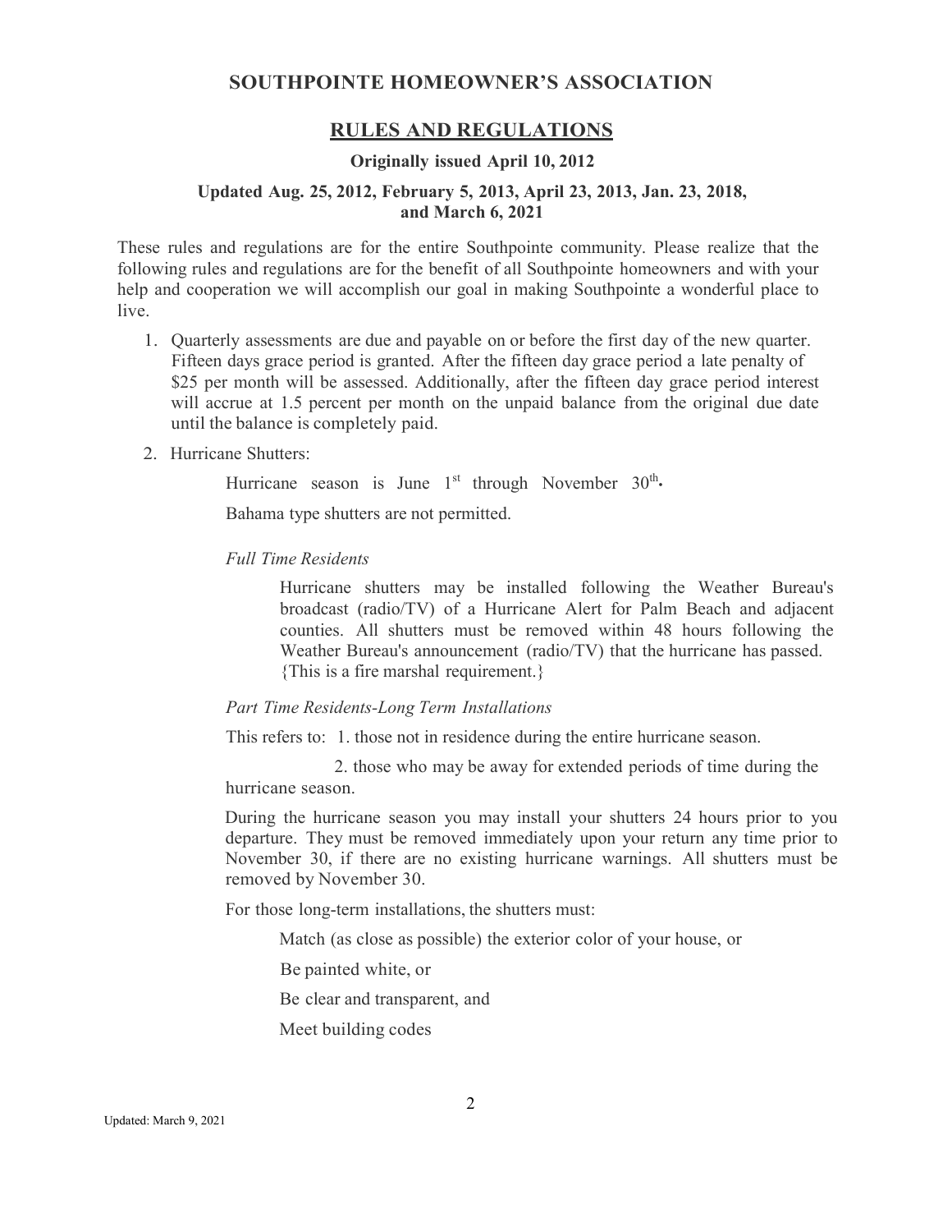## SOUTHPOINTE HOMEOWNER'S ASSOCIATION

## RULES AND REGULATIONS

**Originally issued April 10, 2012**

**Updated Aug. 25, 2012, February 5, 2013, April 23, 2013, Jan. 23, 2018, and March 6, 2021**

These rules and regulations are for the entire Southpointe community. Please realize that the following rules and regulations are for the benefit of all Southpointe homeowners and with your help and cooperation we will accomplish our goal in making Southpointe a wonderful place to live.

1. Quarterly assessments are due and payable on or before the first day of the new quarter. Fifteen days grace period is granted. After the fifteen day grace period a late penalty of $25 per month will be assessed. Additionally, after the fifteen day grace period interest will accrue at 1.5 percent per month on the unpaid balance from the original due date until the balance is completely paid.

2. Hurricane Shutters:

   Hurricane season is June 1st through November 30th.

   Bahama type shutters are not permitted.

   *Full Time Residents*

   Hurricane shutters may be installed following the Weather Bureau's broadcast (radio/TV) of a Hurricane Alert for Palm Beach and adjacent counties. All shutters must be removed within 48 hours following the Weather Bureau's announcement (radio/TV) that the hurricane has passed. {This is a fire marshal requirement.}

   *Part Time Residents-Long Term Installations*

   This refers to: 1. those not in residence during the entire hurricane season.

   2. those who may be away for extended periods of time during the hurricane season.

   During the hurricane season you may install your shutters 24 hours prior to you departure. They must be removed immediately upon your return any time prior to November 30, if there are no existing hurricane warnings. All shutters must be removed by November 30.

   For those long-term installations, the shutters must:

   Match (as close as possible) the exterior color of your house, or

   Be painted white, or

   Be clear and transparent, and

   Meet building codes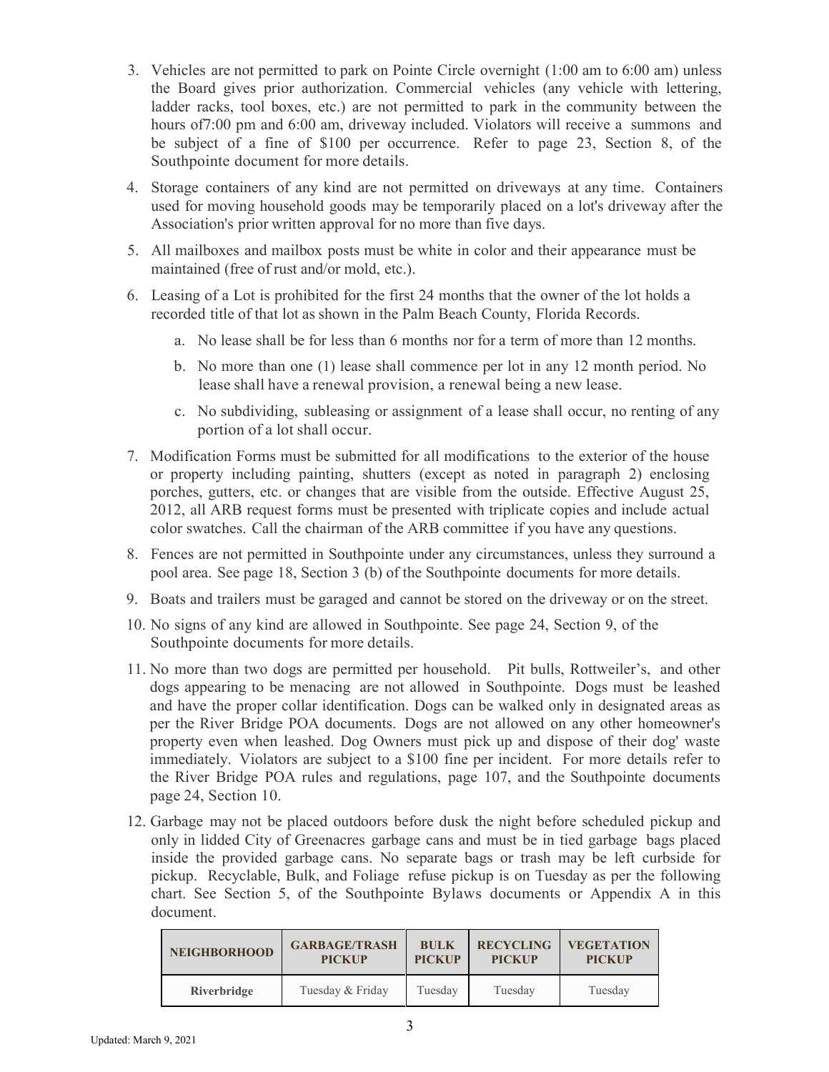3. Vehicles are not permitted to park on Pointe Circle overnight (1:00 am to 6:00 am) unless the Board gives prior authorization. Commercial vehicles (any vehicle with lettering, ladder racks, tool boxes, etc.) are not permitted to park in the community between the hours of7:00 pm and 6:00 am, driveway included. Violators will receive a summons and be subject of a fine of $100 per occurrence. Refer to page 23, Section 8, of the Southpointe document for more details.

4. Storage containers of any kind are not permitted on driveways at any time. Containers used for moving household goods may be temporarily placed on a lot's driveway after the Association's prior written approval for no more than five days.

5. All mailboxes and mailbox posts must be white in color and their appearance must be maintained (free of rust and/or mold, etc.).

6. Leasing of a Lot is prohibited for the first 24 months that the owner of the lot holds a recorded title of that lot as shown in the Palm Beach County, Florida Records.
    a. No lease shall be for less than 6 months nor for a term of more than 12 months.
    b. No more than one (1) lease shall commence per lot in any 12 month period. No lease shall have a renewal provision, a renewal being a new lease.
    c. No subdividing, subleasing or assignment of a lease shall occur, no renting of any portion of a lot shall occur.

7. Modification Forms must be submitted for all modifications to the exterior of the house or property including painting, shutters (except as noted in paragraph 2) enclosing porches, gutters, etc. or changes that are visible from the outside. Effective August 25, 2012, all ARB request forms must be presented with triplicate copies and include actual color swatches. Call the chairman of the ARB committee if you have any questions.

8. Fences are not permitted in Southpointe under any circumstances, unless they surround a pool area. See page 18, Section 3 (b) of the Southpointe documents for more details.

9. Boats and trailers must be garaged and cannot be stored on the driveway or on the street.

10. No signs of any kind are allowed in Southpointe. See page 24, Section 9, of the Southpointe documents for more details.

11. No more than two dogs are permitted per household. Pit bulls, Rottweiler's, and other dogs appearing to be menacing are not allowed in Southpointe. Dogs must be leashed and have the proper collar identification. Dogs can be walked only in designated areas as per the River Bridge POA documents. Dogs are not allowed on any other homeowner's property even when leashed. Dog Owners must pick up and dispose of their dog' waste immediately. Violators are subject to a $100 fine per incident. For more details refer to the River Bridge POA rules and regulations, page 107, and the Southpointe documents page 24, Section 10.

12. Garbage may not be placed outdoors before dusk the night before scheduled pickup and only in lidded City of Greenacres garbage cans and must be in tied garbage bags placed inside the provided garbage cans. No separate bags or trash may be left curbside for pickup. Recyclable, Bulk, and Foliage refuse pickup is on Tuesday as per the following chart. See Section 5, of the Southpointe Bylaws documents or Appendix A in this document.

| NEIGHBORHOOD | GARBAGE/TRASH PICKUP | BULK PICKUP | RECYCLING PICKUP | VEGETATION PICKUP |
|---|---|---|---|---|
| **Riverbridge** | Tuesday & Friday | Tuesday | Tuesday | Tuesday |

Updated: March 9, 2021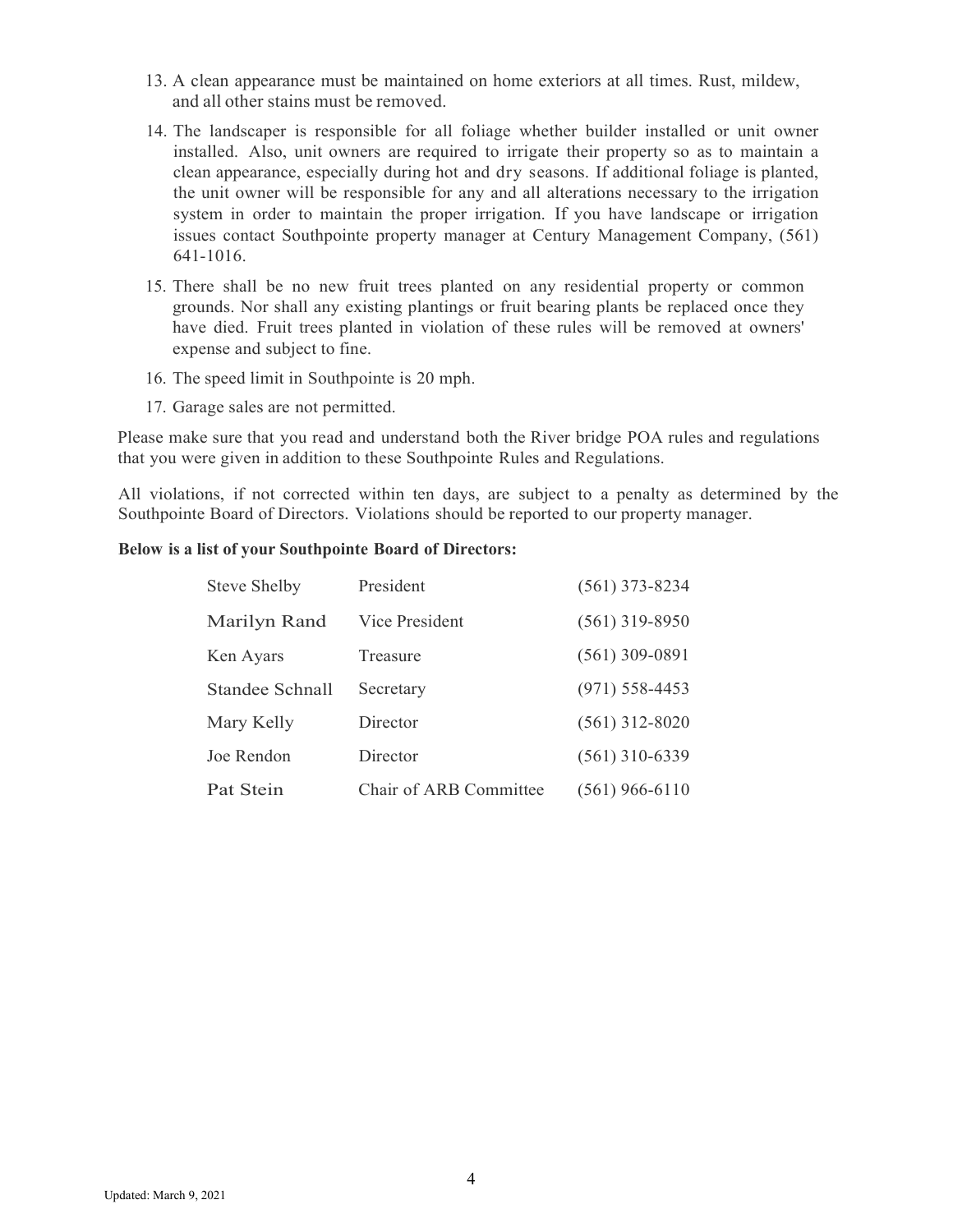13. A clean appearance must be maintained on home exteriors at all times. Rust, mildew, and all other stains must be removed.
14. The landscaper is responsible for all foliage whether builder installed or unit owner installed. Also, unit owners are required to irrigate their property so as to maintain a clean appearance, especially during hot and dry seasons. If additional foliage is planted, the unit owner will be responsible for any and all alterations necessary to the irrigation system in order to maintain the proper irrigation. If you have landscape or irrigation issues contact Southpointe property manager at Century Management Company, (561) 641-1016.
15. There shall be no new fruit trees planted on any residential property or common grounds. Nor shall any existing plantings or fruit bearing plants be replaced once they have died. Fruit trees planted in violation of these rules will be removed at owners' expense and subject to fine.
16. The speed limit in Southpointe is 20 mph.
17. Garage sales are not permitted.

Please make sure that you read and understand both the River bridge POA rules and regulations that you were given in addition to these Southpointe Rules and Regulations.

All violations, if not corrected within ten days, are subject to a penalty as determined by the Southpointe Board of Directors. Violations should be reported to our property manager.

**Below is a list of your Southpointe Board of Directors:**

| | | |
|---|---|---|
| Steve Shelby | President | (561) 373-8234 |
| Marilyn Rand | Vice President | (561) 319-8950 |
| Ken Ayars | Treasure | (561) 309-0891 |
| Standee Schnall | Secretary | (971) 558-4453 |
| Mary Kelly | Director | (561) 312-8020 |
| Joe Rendon | Director | (561) 310-6339 |
| Pat Stein | Chair of ARB Committee | (561) 966-6110 |

Updated: March 9, 2021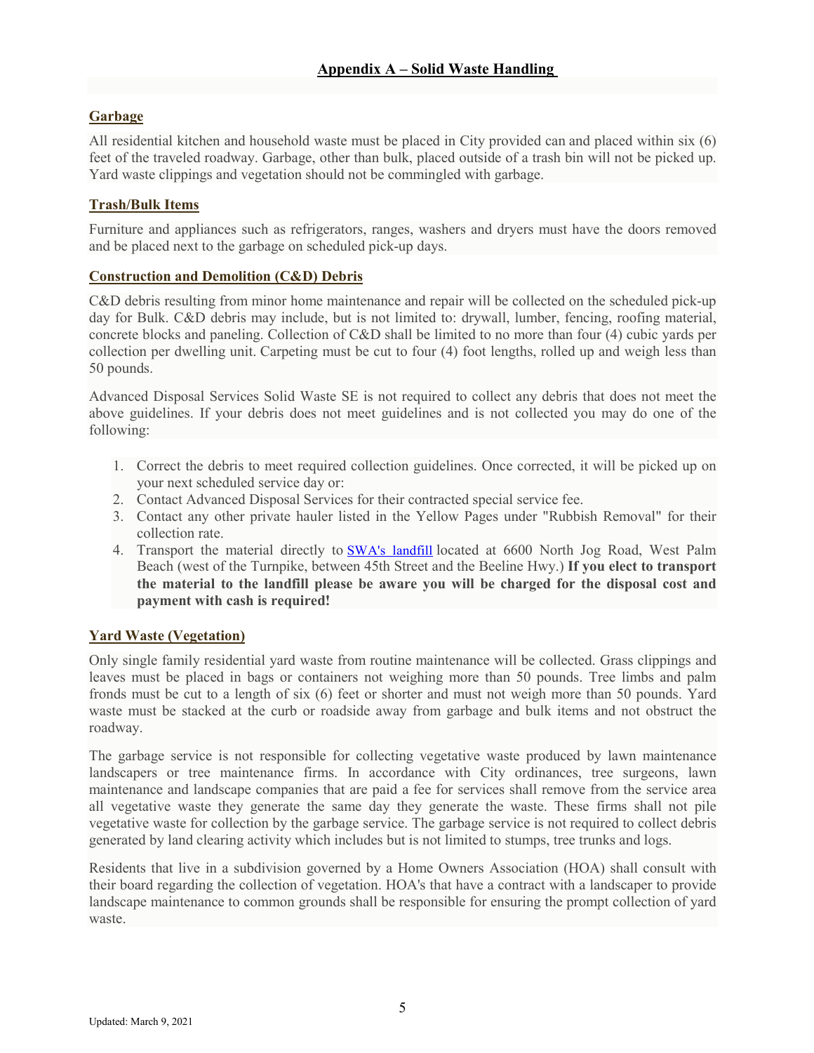# Appendix A – Solid Waste Handling

## Garbage

All residential kitchen and household waste must be placed in City provided can and placed within six (6) feet of the traveled roadway. Garbage, other than bulk, placed outside of a trash bin will not be picked up. Yard waste clippings and vegetation should not be commingled with garbage.

## Trash/Bulk Items

Furniture and appliances such as refrigerators, ranges, washers and dryers must have the doors removed and be placed next to the garbage on scheduled pick-up days.

## Construction and Demolition (C&D) Debris

C&D debris resulting from minor home maintenance and repair will be collected on the scheduled pick-up day for Bulk. C&D debris may include, but is not limited to: drywall, lumber, fencing, roofing material, concrete blocks and paneling. Collection of C&D shall be limited to no more than four (4) cubic yards per collection per dwelling unit. Carpeting must be cut to four (4) foot lengths, rolled up and weigh less than 50 pounds.

Advanced Disposal Services Solid Waste SE is not required to collect any debris that does not meet the above guidelines. If your debris does not meet guidelines and is not collected you may do one of the following:

1. Correct the debris to meet required collection guidelines. Once corrected, it will be picked up on your next scheduled service day or:
2. Contact Advanced Disposal Services for their contracted special service fee.
3. Contact any other private hauler listed in the Yellow Pages under "Rubbish Removal" for their collection rate.
4. Transport the material directly to SWA's landfill located at 6600 North Jog Road, West Palm Beach (west of the Turnpike, between 45th Street and the Beeline Hwy.) **If you elect to transport the material to the landfill please be aware you will be charged for the disposal cost and payment with cash is required!**

## Yard Waste (Vegetation)

Only single family residential yard waste from routine maintenance will be collected. Grass clippings and leaves must be placed in bags or containers not weighing more than 50 pounds. Tree limbs and palm fronds must be cut to a length of six (6) feet or shorter and must not weigh more than 50 pounds. Yard waste must be stacked at the curb or roadside away from garbage and bulk items and not obstruct the roadway.

The garbage service is not responsible for collecting vegetative waste produced by lawn maintenance landscapers or tree maintenance firms. In accordance with City ordinances, tree surgeons, lawn maintenance and landscape companies that are paid a fee for services shall remove from the service area all vegetative waste they generate the same day they generate the waste. These firms shall not pile vegetative waste for collection by the garbage service. The garbage service is not required to collect debris generated by land clearing activity which includes but is not limited to stumps, tree trunks and logs.

Residents that live in a subdivision governed by a Home Owners Association (HOA) shall consult with their board regarding the collection of vegetation. HOA's that have a contract with a landscaper to provide landscape maintenance to common grounds shall be responsible for ensuring the prompt collection of yard waste.

Updated: March 9, 2021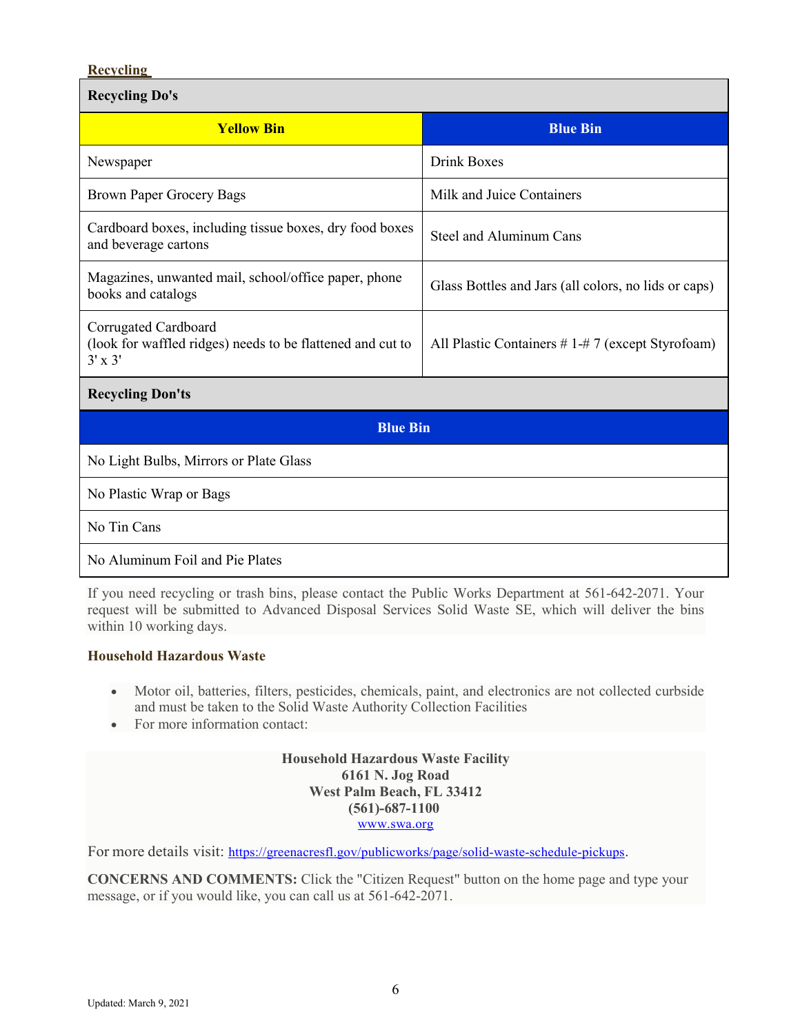## Recycling

| Recycling Do's | |
|---|---|
| **Yellow Bin** | **Blue Bin** |
| Newspaper | Drink Boxes |
| Brown Paper Grocery Bags | Milk and Juice Containers |
| Cardboard boxes, including tissue boxes, dry food boxes and beverage cartons | Steel and Aluminum Cans |
| Magazines, unwanted mail, school/office paper, phone books and catalogs | Glass Bottles and Jars (all colors, no lids or caps) |
| Corrugated Cardboard (look for waffled ridges) needs to be flattened and cut to 3' x 3' | All Plastic Containers # 1-# 7 (except Styrofoam) |

| Recycling Don'ts |
|---|
| **Blue Bin** |
| No Light Bulbs, Mirrors or Plate Glass |
| No Plastic Wrap or Bags |
| No Tin Cans |
| No Aluminum Foil and Pie Plates |

If you need recycling or trash bins, please contact the Public Works Department at 561-642-2071. Your request will be submitted to Advanced Disposal Services Solid Waste SE, which will deliver the bins within 10 working days.

### Household Hazardous Waste

- Motor oil, batteries, filters, pesticides, chemicals, paint, and electronics are not collected curbside and must be taken to the Solid Waste Authority Collection Facilities
- For more information contact:

**Household Hazardous Waste Facility**
**6161 N. Jog Road**
**West Palm Beach, FL 33412**
**(561)-687-1100**
www.swa.org

For more details visit: https://greenacresfl.gov/publicworks/page/solid-waste-schedule-pickups.

**CONCERNS AND COMMENTS:** Click the "Citizen Request" button on the home page and type your message, or if you would like, you can call us at 561-642-2071.

Updated: March 9, 2021